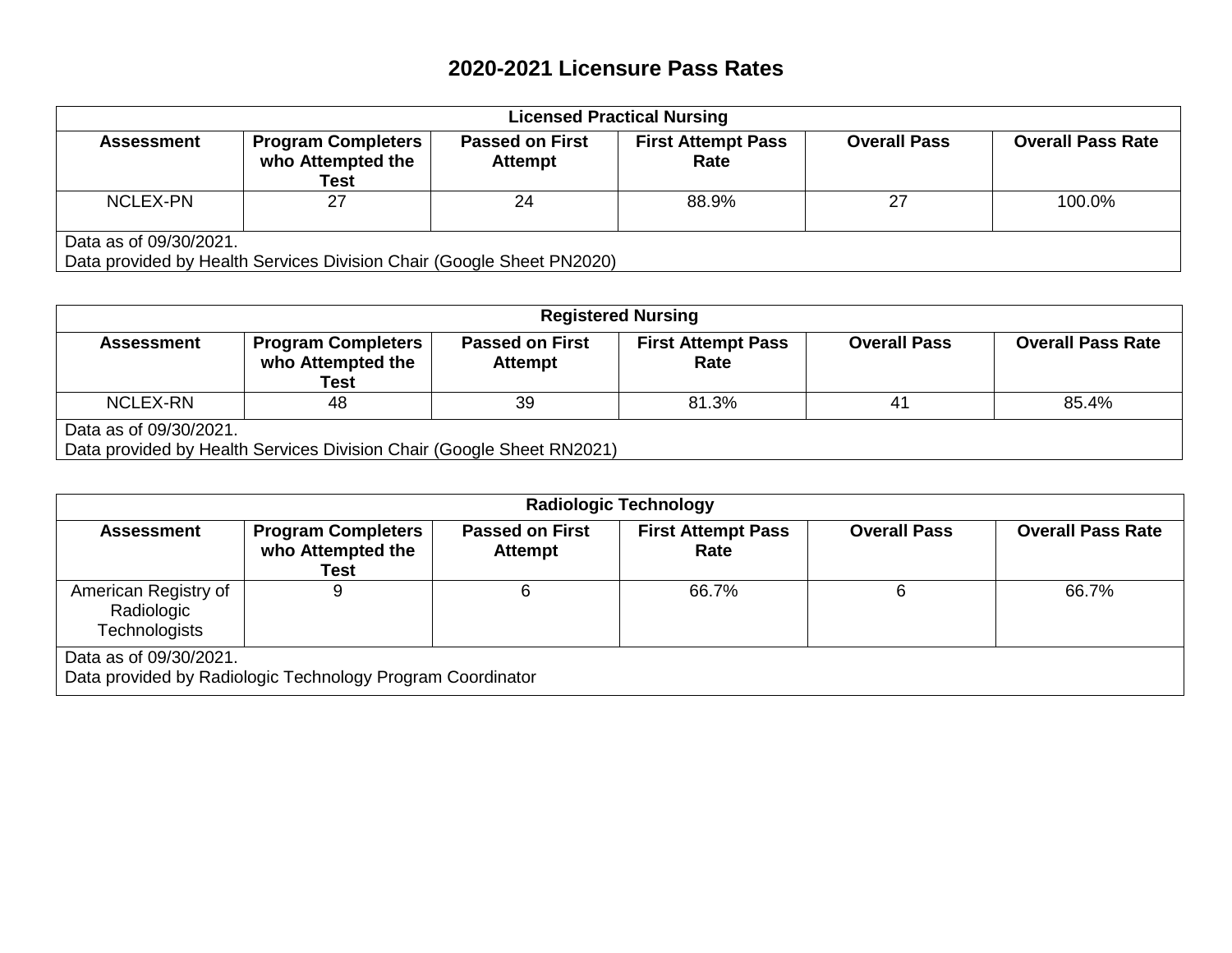# 2020-2021 Licensure Pass Rates

| Licensed Practical Nursing | | | | | |
|---|---|---|---|---|---|
| **Assessment** | **Program Completers who Attempted the Test** | **Passed on First Attempt** | **First Attempt Pass Rate** | **Overall Pass** | **Overall Pass Rate** |
| NCLEX-PN | 27 | 24 | 88.9% | 27 | 100.0% |
| Data as of 09/30/2021. Data provided by Health Services Division Chair (Google Sheet PN2020) | | | | | |

| Registered Nursing | | | | | |
|---|---|---|---|---|---|
| **Assessment** | **Program Completers who Attempted the Test** | **Passed on First Attempt** | **First Attempt Pass Rate** | **Overall Pass** | **Overall Pass Rate** |
| NCLEX-RN | 48 | 39 | 81.3% | 41 | 85.4% |
| Data as of 09/30/2021. Data provided by Health Services Division Chair (Google Sheet RN2021) | | | | | |

| Radiologic Technology | | | | | |
|---|---|---|---|---|---|
| **Assessment** | **Program Completers who Attempted the Test** | **Passed on First Attempt** | **First Attempt Pass Rate** | **Overall Pass** | **Overall Pass Rate** |
| American Registry of Radiologic Technologists | 9 | 6 | 66.7% | 6 | 66.7% |
| Data as of 09/30/2021. Data provided by Radiologic Technology Program Coordinator | | | | | |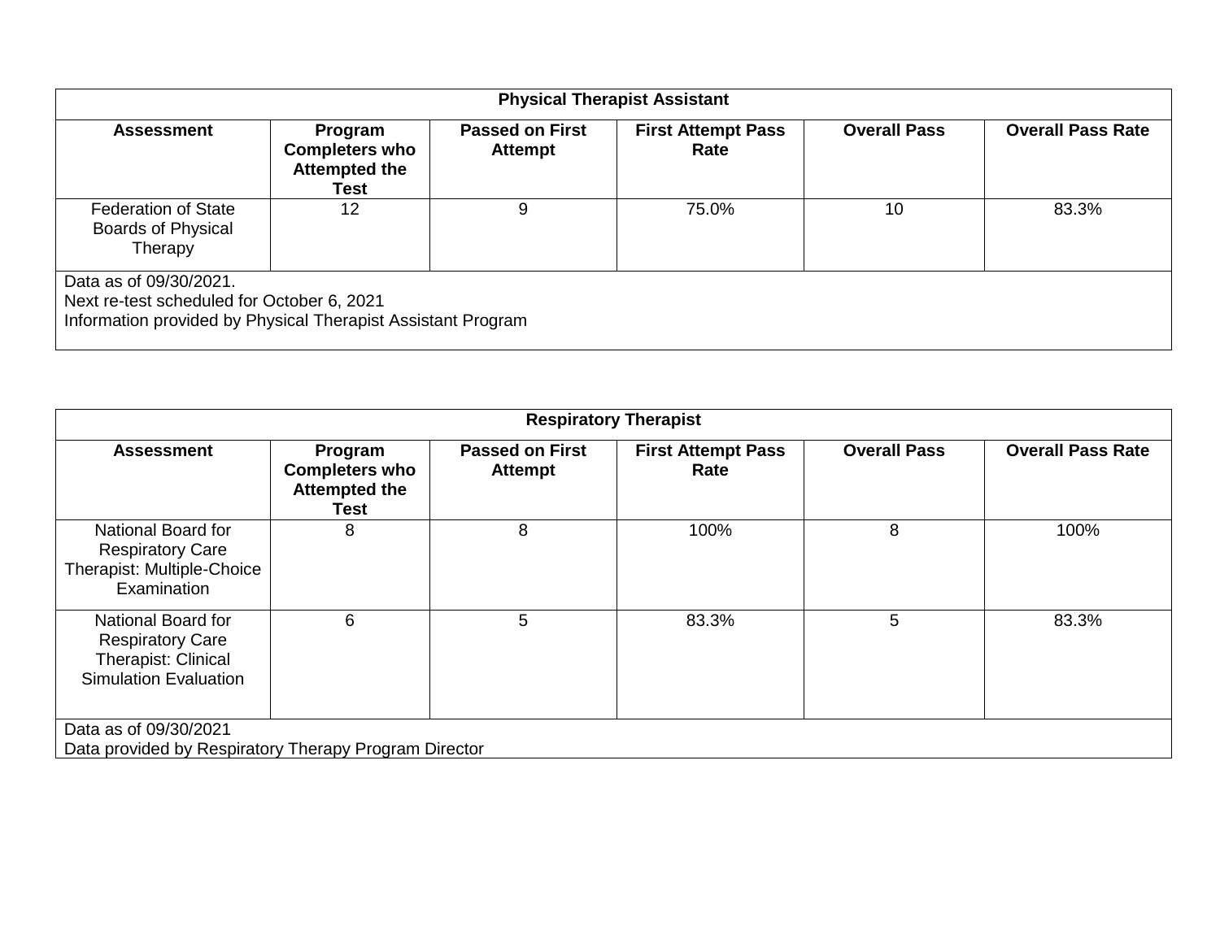| Physical Therapist Assistant | | | | | |
|---|---|---|---|---|---|
| **Assessment** | **Program Completers who Attempted the Test** | **Passed on First Attempt** | **First Attempt Pass Rate** | **Overall Pass** | **Overall Pass Rate** |
| Federation of State Boards of Physical Therapy | 12 | 9 | 75.0% | 10 | 83.3% |
| Data as of 09/30/2021.<br>Next re-test scheduled for October 6, 2021<br>Information provided by Physical Therapist Assistant Program | | | | | |

| Respiratory Therapist | | | | | |
|---|---|---|---|---|---|
| **Assessment** | **Program Completers who Attempted the Test** | **Passed on First Attempt** | **First Attempt Pass Rate** | **Overall Pass** | **Overall Pass Rate** |
| National Board for Respiratory Care Therapist: Multiple-Choice Examination | 8 | 8 | 100% | 8 | 100% |
| National Board for Respiratory Care Therapist: Clinical Simulation Evaluation | 6 | 5 | 83.3% | 5 | 83.3% |
| Data as of 09/30/2021<br>Data provided by Respiratory Therapy Program Director | | | | | |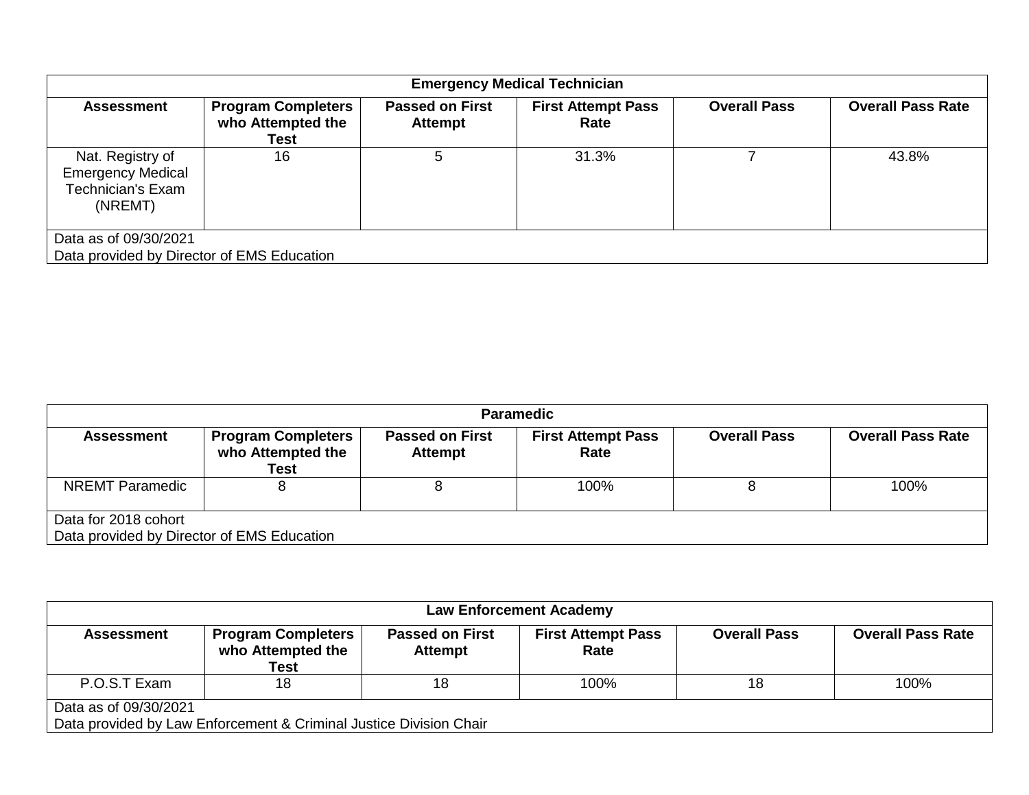| Emergency Medical Technician | | | | | |
|---|---|---|---|---|---|
| **Assessment** | **Program Completers who Attempted the Test** | **Passed on First Attempt** | **First Attempt Pass Rate** | **Overall Pass** | **Overall Pass Rate** |
| Nat. Registry of Emergency Medical Technician's Exam (NREMT) | 16 | 5 | 31.3% | 7 | 43.8% |
| Data as of 09/30/2021<br>Data provided by Director of EMS Education | | | | | |

| Paramedic | | | | | |
|---|---|---|---|---|---|
| **Assessment** | **Program Completers who Attempted the Test** | **Passed on First Attempt** | **First Attempt Pass Rate** | **Overall Pass** | **Overall Pass Rate** |
| NREMT Paramedic | 8 | 8 | 100% | 8 | 100% |
| Data for 2018 cohort<br>Data provided by Director of EMS Education | | | | | |

| Law Enforcement Academy | | | | | |
|---|---|---|---|---|---|
| **Assessment** | **Program Completers who Attempted the Test** | **Passed on First Attempt** | **First Attempt Pass Rate** | **Overall Pass** | **Overall Pass Rate** |
| P.O.S.T Exam | 18 | 18 | 100% | 18 | 100% |
| Data as of 09/30/2021<br>Data provided by Law Enforcement & Criminal Justice Division Chair | | | | | |